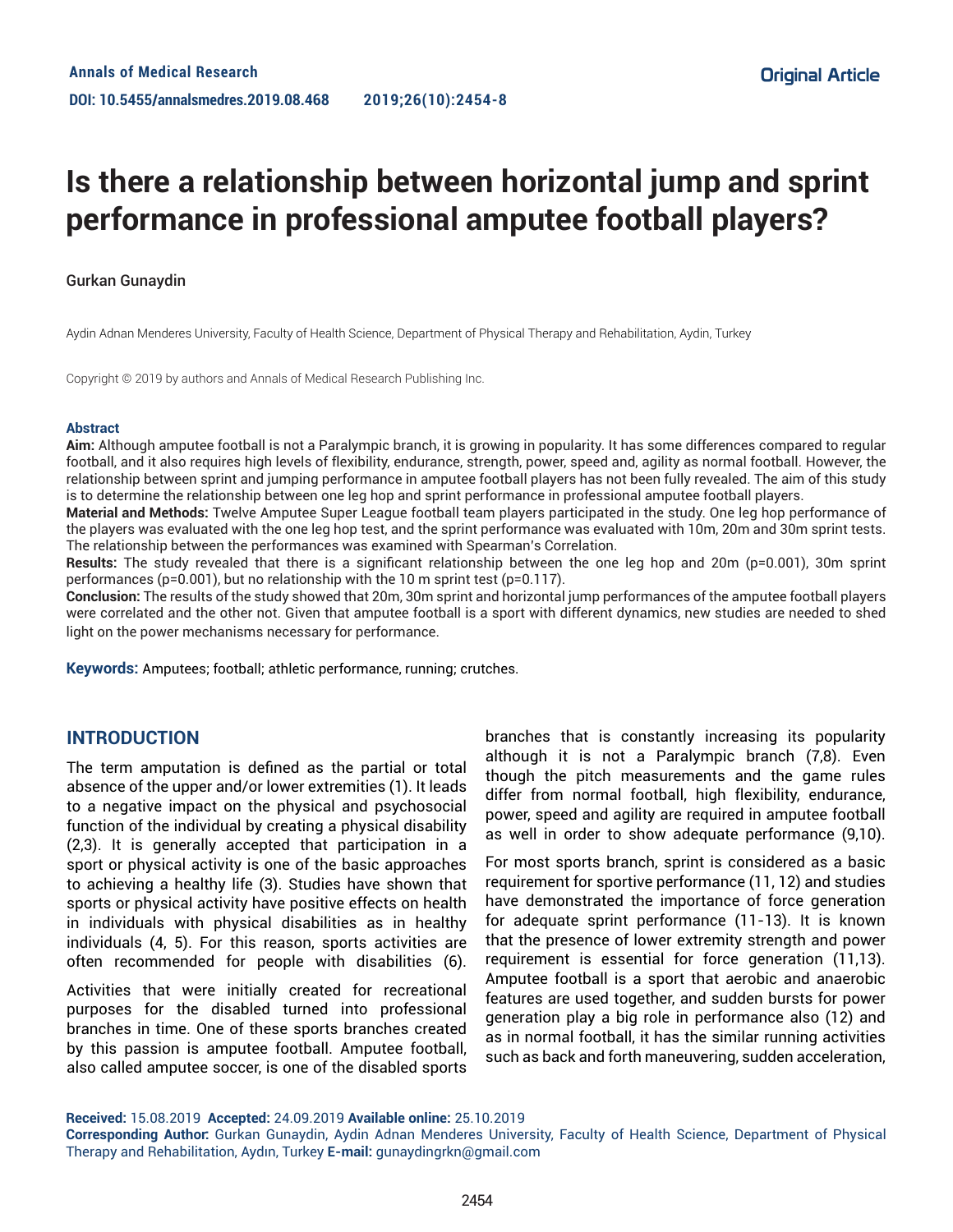**Annals of Medical Research**

**DOI: 10.5455/annalsmedres.2019.08.468**

**Original Article**

# Is there a relationship between horizontal jump and sprint performance in professional amputee football players?

Gurkan Gunaydin

Aydin Adnan Menderes University, Faculty of Health Science, Department of Physical Therapy and Rehabilitation, Aydin, Turkey

Copyright © 2019 by authors and Annals of Medical Research Publishing Inc.

**Abstract**

**Aim:** Although amputee football is not a Paralympic branch, it is growing in popularity. It has some differences compared to regular football, and it also requires high levels of flexibility, endurance, strength, power, speed and, agility as normal football. However, the relationship between sprint and jumping performance in amputee football players has not been fully revealed. The aim of this study is to determine the relationship between one leg hop and sprint performance in professional amputee football players.

**Material and Methods:** Twelve Amputee Super League football team players participated in the study. One leg hop performance of the players was evaluated with the one leg hop test, and the sprint performance was evaluated with 10m, 20m and 30m sprint tests. The relationship between the performances was examined with Spearman's Correlation.

**Results:** The study revealed that there is a significant relationship between the one leg hop and 20m ($p=0.001$), 30m sprint performances ($p=0.001$), but no relationship with the 10 m sprint test ($p=0.117$).

**Conclusion:** The results of the study showed that 20m, 30m sprint and horizontal jump performances of the amputee football players were correlated and the other not. Given that amputee football is a sport with different dynamics, new studies are needed to shed light on the power mechanisms necessary for performance.

**Keywords:** Amputees; football; athletic performance, running; crutches.

## INTRODUCTION

The term amputation is defined as the partial or total absence of the upper and/or lower extremities (1). It leads to a negative impact on the physical and psychosocial function of the individual by creating a physical disability (2,3). It is generally accepted that participation in a sport or physical activity is one of the basic approaches to achieving a healthy life (3). Studies have shown that sports or physical activity have positive effects on health in individuals with physical disabilities as in healthy individuals (4, 5). For this reason, sports activities are often recommended for people with disabilities (6).

Activities that were initially created for recreational purposes for the disabled turned into professional branches in time. One of these sports branches created by this passion is amputee football. Amputee football, also called amputee soccer, is one of the disabled sports branches that is constantly increasing its popularity although it is not a Paralympic branch (7,8). Even though the pitch measurements and the game rules differ from normal football, high flexibility, endurance, power, speed and agility are required in amputee football as well in order to show adequate performance (9,10).

For most sports branch, sprint is considered as a basic requirement for sportive performance (11, 12) and studies have demonstrated the importance of force generation for adequate sprint performance (11-13). It is known that the presence of lower extremity strength and power requirement is essential for force generation (11,13). Amputee football is a sport that aerobic and anaerobic features are used together, and sudden bursts for power generation play a big role in performance also (12) and as in normal football, it has the similar running activities such as back and forth maneuvering, sudden acceleration,

**Received:** 15.08.2019 **Accepted:** 24.09.2019 **Available online:** 25.10.2019

**Corresponding Author:** Gurkan Gunaydin, Aydin Adnan Menderes University, Faculty of Health Science, Department of Physical Therapy and Rehabilitation, Aydın, Turkey **E-mail:** gunaydingrkn@gmail.com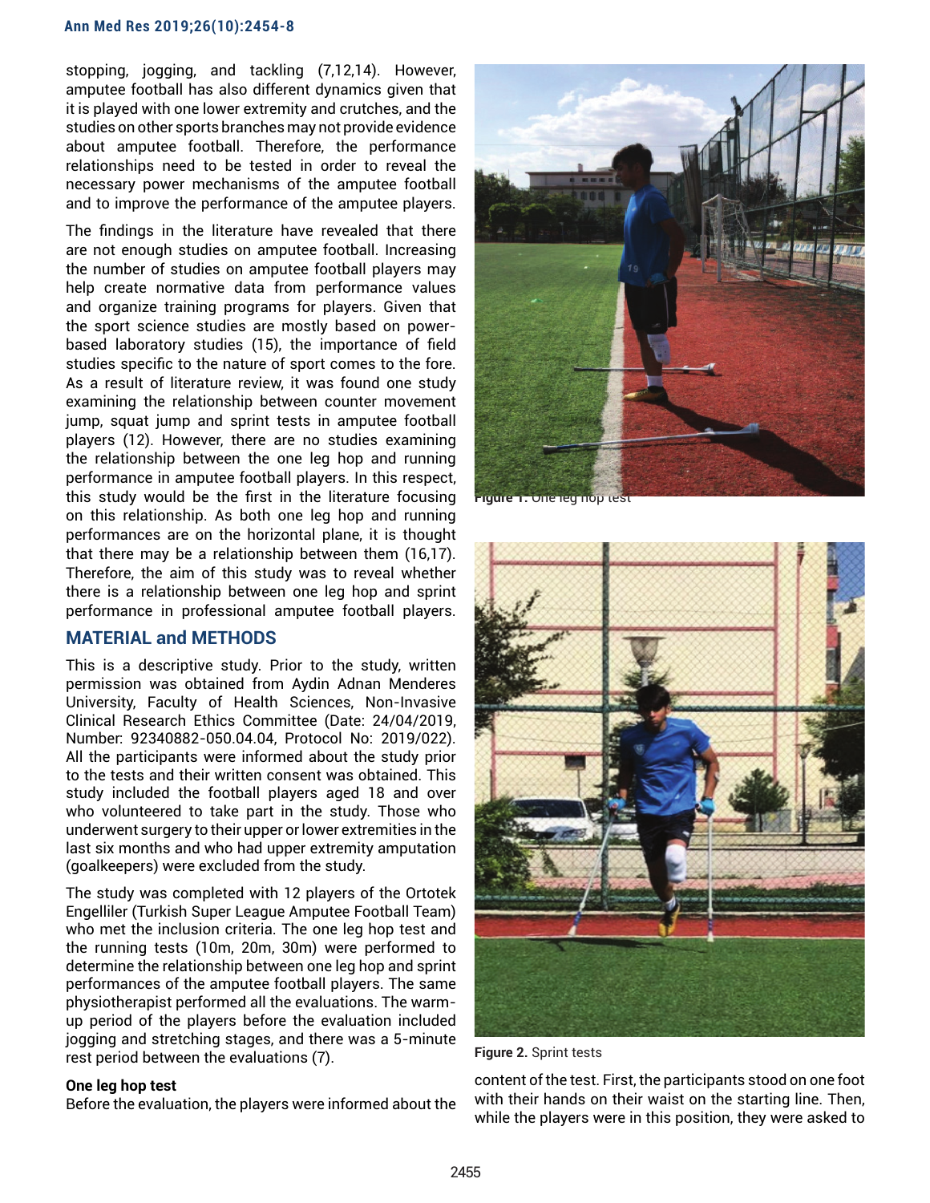stopping, jogging, and tackling (7,12,14). However, amputee football has also different dynamics given that it is played with one lower extremity and crutches, and the studies on other sports branches may not provide evidence about amputee football. Therefore, the performance relationships need to be tested in order to reveal the necessary power mechanisms of the amputee football and to improve the performance of the amputee players.

The findings in the literature have revealed that there are not enough studies on amputee football. Increasing the number of studies on amputee football players may help create normative data from performance values and organize training programs for players. Given that the sport science studies are mostly based on power-based laboratory studies (15), the importance of field studies specific to the nature of sport comes to the fore. As a result of literature review, it was found one study examining the relationship between counter movement jump, squat jump and sprint tests in amputee football players (12). However, there are no studies examining the relationship between the one leg hop and running performance in amputee football players. In this respect, this study would be the first in the literature focusing on this relationship. As both one leg hop and running performances are on the horizontal plane, it is thought that there may be a relationship between them (16,17). Therefore, the aim of this study was to reveal whether there is a relationship between one leg hop and sprint performance in professional amputee football players.

## MATERIAL and METHODS

This is a descriptive study. Prior to the study, written permission was obtained from Aydin Adnan Menderes University, Faculty of Health Sciences, Non-Invasive Clinical Research Ethics Committee (Date: 24/04/2019, Number: 92340882-050.04.04, Protocol No: 2019/022). All the participants were informed about the study prior to the tests and their written consent was obtained. This study included the football players aged 18 and over who volunteered to take part in the study. Those who underwent surgery to their upper or lower extremities in the last six months and who had upper extremity amputation (goalkeepers) were excluded from the study.

The study was completed with 12 players of the Ortotek Engelliler (Turkish Super League Amputee Football Team) who met the inclusion criteria. The one leg hop test and the running tests (10m, 20m, 30m) were performed to determine the relationship between one leg hop and sprint performances of the amputee football players. The same physiotherapist performed all the evaluations. The warm-up period of the players before the evaluation included jogging and stretching stages, and there was a 5-minute rest period between the evaluations (7).

**One leg hop test**

Before the evaluation, the players were informed about the content of the test. First, the participants stood on one foot with their hands on their waist on the starting line. Then, while the players were in this position, they were asked to

**Figure 1.** One leg hop test

**Figure 2.** Sprint tests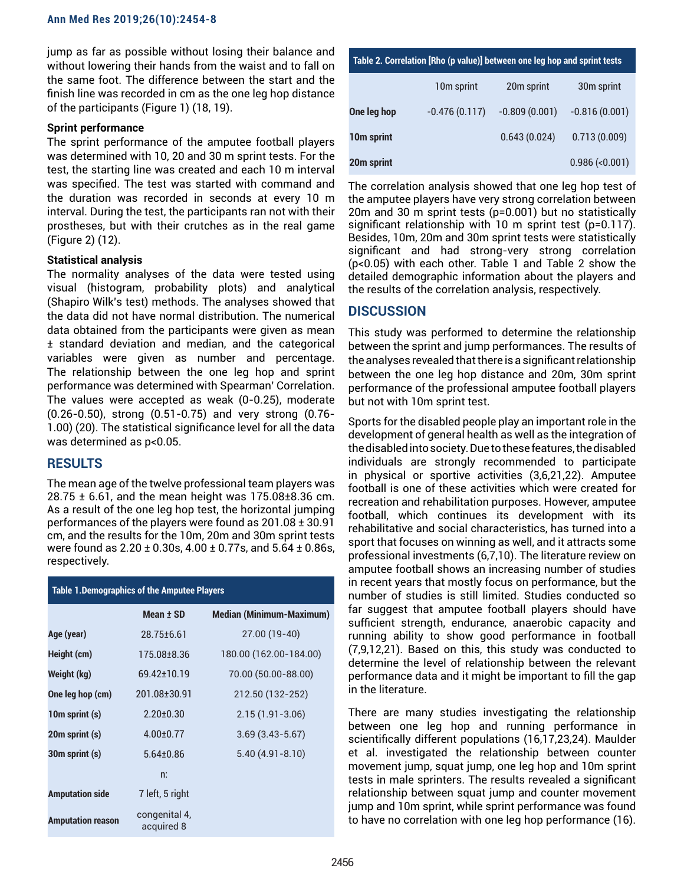jump as far as possible without losing their balance and without lowering their hands from the waist and to fall on the same foot. The difference between the start and the finish line was recorded in cm as the one leg hop distance of the participants (Figure 1) (18, 19).

**Sprint performance**

The sprint performance of the amputee football players was determined with 10, 20 and 30 m sprint tests. For the test, the starting line was created and each 10 m interval was specified. The test was started with command and the duration was recorded in seconds at every 10 m interval. During the test, the participants ran not with their prostheses, but with their crutches as in the real game (Figure 2) (12).

**Statistical analysis**

The normality analyses of the data were tested using visual (histogram, probability plots) and analytical (Shapiro Wilk's test) methods. The analyses showed that the data did not have normal distribution. The numerical data obtained from the participants were given as mean ± standard deviation and median, and the categorical variables were given as number and percentage. The relationship between the one leg hop and sprint performance was determined with Spearman' Correlation. The values were accepted as weak (0-0.25), moderate (0.26-0.50), strong (0.51-0.75) and very strong (0.76-1.00) (20). The statistical significance level for all the data was determined as $p<0.05$.

## RESULTS

The mean age of the twelve professional team players was 28.75 ± 6.61, and the mean height was 175.08±8.36 cm. As a result of the one leg hop test, the horizontal jumping performances of the players were found as 201.08 ± 30.91 cm, and the results for the 10m, 20m and 30m sprint tests were found as 2.20 ± 0.30s, 4.00 ± 0.77s, and 5.64 ± 0.86s, respectively.

**Table 1.Demographics of the Amputee Players**

| | Mean ± SD | Median (Minimum-Maximum) |
|---|---|---|
| Age (year) | 28.75±6.61 | 27.00 (19-40) |
| Height (cm) | 175.08±8.36 | 180.00 (162.00-184.00) |
| Weight (kg) | 69.42±10.19 | 70.00 (50.00-88.00) |
| One leg hop (cm) | 201.08±30.91 | 212.50 (132-252) |
| 10m sprint (s) | 2.20±0.30 | 2.15 (1.91-3.06) |
| 20m sprint (s) | 4.00±0.77 | 3.69 (3.43-5.67) |
| 30m sprint (s) | 5.64±0.86 | 5.40 (4.91-8.10) |
| | n: | |
| Amputation side | 7 left, 5 right | |
| Amputation reason | congenital 4, acquired 8 | |

**Table 2. Correlation [Rho (p value)] between one leg hop and sprint tests**

| | 10m sprint | 20m sprint | 30m sprint |
|---|---|---|---|
| One leg hop | -0.476 (0.117) | -0.809 (0.001) | -0.816 (0.001) |
| 10m sprint | | 0.643 (0.024) | 0.713 (0.009) |
| 20m sprint | | | 0.986 (<0.001) |

The correlation analysis showed that one leg hop test of the amputee players have very strong correlation between 20m and 30 m sprint tests ($p=0.001$) but no statistically significant relationship with 10 m sprint test ($p=0.117$). Besides, 10m, 20m and 30m sprint tests were statistically significant and had strong-very strong correlation ($p<0.05$) with each other. Table 1 and Table 2 show the detailed demographic information about the players and the results of the correlation analysis, respectively.

## DISCUSSION

This study was performed to determine the relationship between the sprint and jump performances. The results of the analyses revealed that there is a significant relationship between the one leg hop distance and 20m, 30m sprint performance of the professional amputee football players but not with 10m sprint test.

Sports for the disabled people play an important role in the development of general health as well as the integration of the disabled into society. Due to these features, the disabled individuals are strongly recommended to participate in physical or sportive activities (3,6,21,22). Amputee football is one of these activities which were created for recreation and rehabilitation purposes. However, amputee football, which continues its development with its rehabilitative and social characteristics, has turned into a sport that focuses on winning as well, and it attracts some professional investments (6,7,10). The literature review on amputee football shows an increasing number of studies in recent years that mostly focus on performance, but the number of studies is still limited. Studies conducted so far suggest that amputee football players should have sufficient strength, endurance, anaerobic capacity and running ability to show good performance in football (7,9,12,21). Based on this, this study was conducted to determine the level of relationship between the relevant performance data and it might be important to fill the gap in the literature.

There are many studies investigating the relationship between one leg hop and running performance in scientifically different populations (16,17,23,24). Maulder et al. investigated the relationship between counter movement jump, squat jump, one leg hop and 10m sprint tests in male sprinters. The results revealed a significant relationship between squat jump and counter movement jump and 10m sprint, while sprint performance was found to have no correlation with one leg hop performance (16).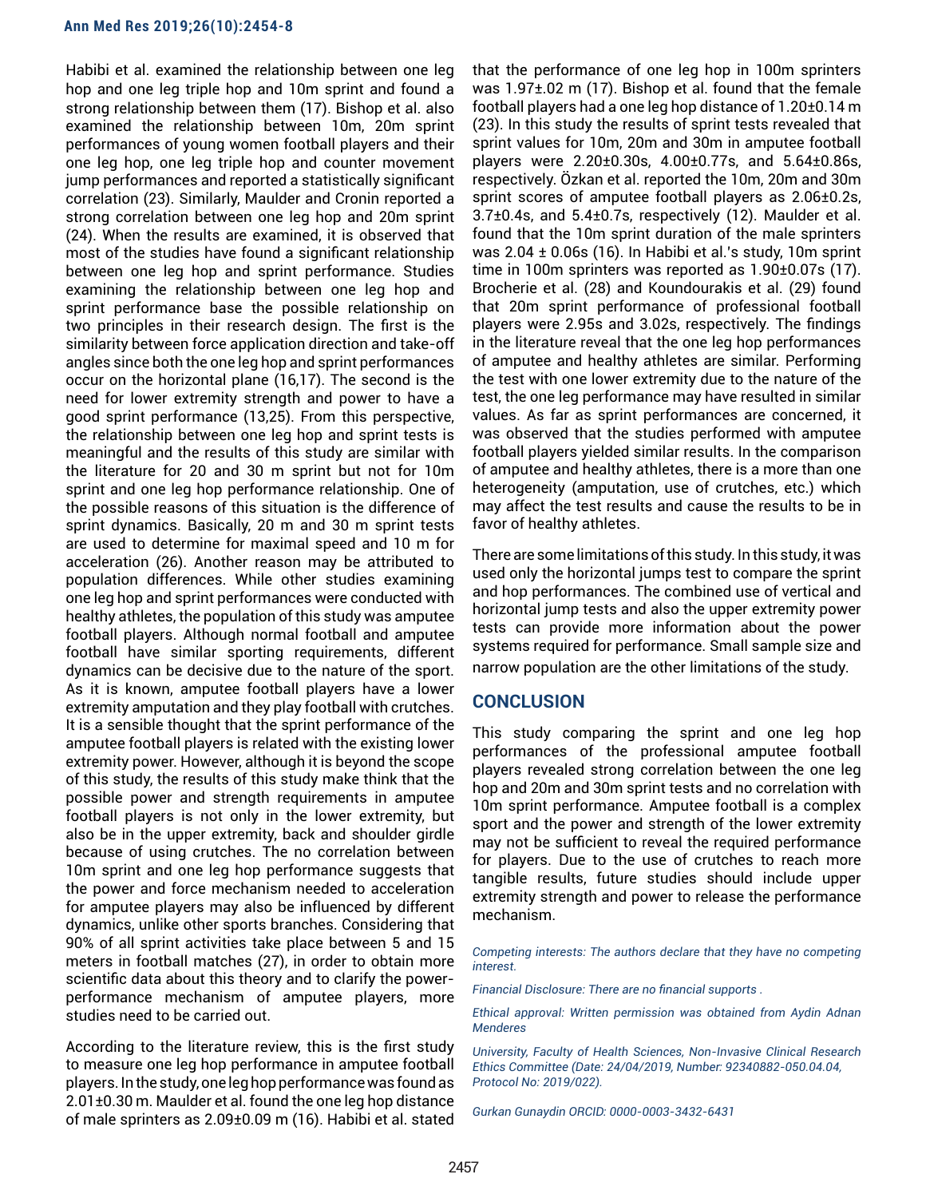Habibi et al. examined the relationship between one leg hop and one leg triple hop and 10m sprint and found a strong relationship between them (17). Bishop et al. also examined the relationship between 10m, 20m sprint performances of young women football players and their one leg hop, one leg triple hop and counter movement jump performances and reported a statistically significant correlation (23). Similarly, Maulder and Cronin reported a strong correlation between one leg hop and 20m sprint (24). When the results are examined, it is observed that most of the studies have found a significant relationship between one leg hop and sprint performance. Studies examining the relationship between one leg hop and sprint performance base the possible relationship on two principles in their research design. The first is the similarity between force application direction and take-off angles since both the one leg hop and sprint performances occur on the horizontal plane (16,17). The second is the need for lower extremity strength and power to have a good sprint performance (13,25). From this perspective, the relationship between one leg hop and sprint tests is meaningful and the results of this study are similar with the literature for 20 and 30 m sprint but not for 10m sprint and one leg hop performance relationship. One of the possible reasons of this situation is the difference of sprint dynamics. Basically, 20 m and 30 m sprint tests are used to determine for maximal speed and 10 m for acceleration (26). Another reason may be attributed to population differences. While other studies examining one leg hop and sprint performances were conducted with healthy athletes, the population of this study was amputee football players. Although normal football and amputee football have similar sporting requirements, different dynamics can be decisive due to the nature of the sport. As it is known, amputee football players have a lower extremity amputation and they play football with crutches. It is a sensible thought that the sprint performance of the amputee football players is related with the existing lower extremity power. However, although it is beyond the scope of this study, the results of this study make think that the possible power and strength requirements in amputee football players is not only in the lower extremity, but also be in the upper extremity, back and shoulder girdle because of using crutches. The no correlation between 10m sprint and one leg hop performance suggests that the power and force mechanism needed to acceleration for amputee players may also be influenced by different dynamics, unlike other sports branches. Considering that 90% of all sprint activities take place between 5 and 15 meters in football matches (27), in order to obtain more scientific data about this theory and to clarify the power-performance mechanism of amputee players, more studies need to be carried out.

According to the literature review, this is the first study to measure one leg hop performance in amputee football players. In the study, one leg hop performance was found as 2.01±0.30 m. Maulder et al. found the one leg hop distance of male sprinters as 2.09±0.09 m (16). Habibi et al. stated that the performance of one leg hop in 100m sprinters was 1.97±.02 m (17). Bishop et al. found that the female football players had a one leg hop distance of 1.20±0.14 m (23). In this study the results of sprint tests revealed that sprint values for 10m, 20m and 30m in amputee football players were 2.20±0.30s, 4.00±0.77s, and 5.64±0.86s, respectively. Özkan et al. reported the 10m, 20m and 30m sprint scores of amputee football players as 2.06±0.2s, 3.7±0.4s, and 5.4±0.7s, respectively (12). Maulder et al. found that the 10m sprint duration of the male sprinters was 2.04 ± 0.06s (16). In Habibi et al.'s study, 10m sprint time in 100m sprinters was reported as 1.90±0.07s (17). Brocherie et al. (28) and Koundourakis et al. (29) found that 20m sprint performance of professional football players were 2.95s and 3.02s, respectively. The findings in the literature reveal that the one leg hop performances of amputee and healthy athletes are similar. Performing the test with one lower extremity due to the nature of the test, the one leg performance may have resulted in similar values. As far as sprint performances are concerned, it was observed that the studies performed with amputee football players yielded similar results. In the comparison of amputee and healthy athletes, there is a more than one heterogeneity (amputation, use of crutches, etc.) which may affect the test results and cause the results to be in favor of healthy athletes.

There are some limitations of this study. In this study, it was used only the horizontal jumps test to compare the sprint and hop performances. The combined use of vertical and horizontal jump tests and also the upper extremity power tests can provide more information about the power systems required for performance. Small sample size and narrow population are the other limitations of the study.

## CONCLUSION

This study comparing the sprint and one leg hop performances of the professional amputee football players revealed strong correlation between the one leg hop and 20m and 30m sprint tests and no correlation with 10m sprint performance. Amputee football is a complex sport and the power and strength of the lower extremity may not be sufficient to reveal the required performance for players. Due to the use of crutches to reach more tangible results, future studies should include upper extremity strength and power to release the performance mechanism.

*Competing interests: The authors declare that they have no competing interest.*

*Financial Disclosure: There are no financial supports .*

*Ethical approval: Written permission was obtained from Aydin Adnan Menderes*

*University, Faculty of Health Sciences, Non-Invasive Clinical Research Ethics Committee (Date: 24/04/2019, Number: 92340882-050.04.04, Protocol No: 2019/022).*

*Gurkan Gunaydin ORCID: 0000-0003-3432-6431*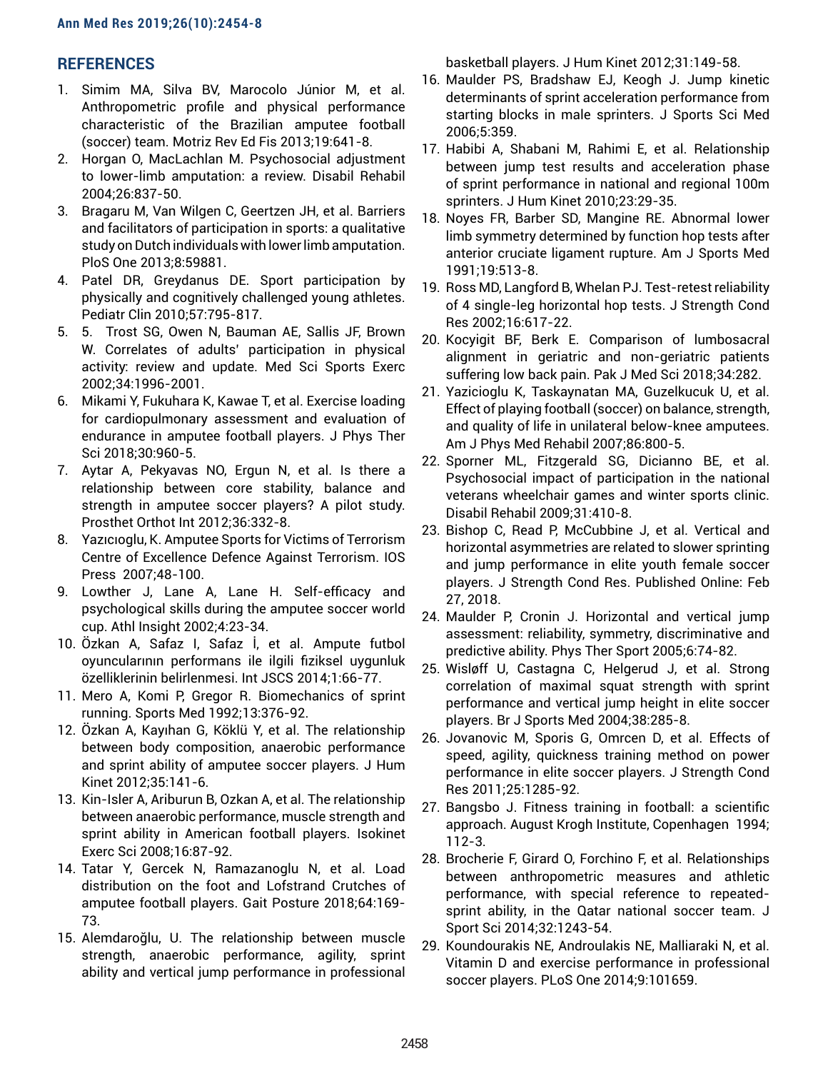## REFERENCES

1. Simim MA, Silva BV, Marocolo Júnior M, et al. Anthropometric profile and physical performance characteristic of the Brazilian amputee football (soccer) team. Motriz Rev Ed Fis 2013;19:641-8.
2. Horgan O, MacLachlan M. Psychosocial adjustment to lower-limb amputation: a review. Disabil Rehabil 2004;26:837-50.
3. Bragaru M, Van Wilgen C, Geertzen JH, et al. Barriers and facilitators of participation in sports: a qualitative study on Dutch individuals with lower limb amputation. PloS One 2013;8:59881.
4. Patel DR, Greydanus DE. Sport participation by physically and cognitively challenged young athletes. Pediatr Clin 2010;57:795-817.
5. 5. Trost SG, Owen N, Bauman AE, Sallis JF, Brown W. Correlates of adults' participation in physical activity: review and update. Med Sci Sports Exerc 2002;34:1996-2001.
6. Mikami Y, Fukuhara K, Kawae T, et al. Exercise loading for cardiopulmonary assessment and evaluation of endurance in amputee football players. J Phys Ther Sci 2018;30:960-5.
7. Aytar A, Pekyavas NO, Ergun N, et al. Is there a relationship between core stability, balance and strength in amputee soccer players? A pilot study. Prosthet Orthot Int 2012;36:332-8.
8. Yazıcıoglu, K. Amputee Sports for Victims of Terrorism Centre of Excellence Defence Against Terrorism. IOS Press 2007;48-100.
9. Lowther J, Lane A, Lane H. Self-efficacy and psychological skills during the amputee soccer world cup. Athl Insight 2002;4:23-34.
10. Özkan A, Safaz I, Safaz İ, et al. Ampute futbol oyuncularının performans ile ilgili fiziksel uygunluk özelliklerinin belirlenmesi. Int JSCS 2014;1:66-77.
11. Mero A, Komi P, Gregor R. Biomechanics of sprint running. Sports Med 1992;13:376-92.
12. Özkan A, Kayıhan G, Köklü Y, et al. The relationship between body composition, anaerobic performance and sprint ability of amputee soccer players. J Hum Kinet 2012;35:141-6.
13. Kin-Isler A, Ariburun B, Ozkan A, et al. The relationship between anaerobic performance, muscle strength and sprint ability in American football players. Isokinet Exerc Sci 2008;16:87-92.
14. Tatar Y, Gercek N, Ramazanoglu N, et al. Load distribution on the foot and Lofstrand Crutches of amputee football players. Gait Posture 2018;64:169-73.
15. Alemdaroğlu, U. The relationship between muscle strength, anaerobic performance, agility, sprint ability and vertical jump performance in professional basketball players. J Hum Kinet 2012;31:149-58.
16. Maulder PS, Bradshaw EJ, Keogh J. Jump kinetic determinants of sprint acceleration performance from starting blocks in male sprinters. J Sports Sci Med 2006;5:359.
17. Habibi A, Shabani M, Rahimi E, et al. Relationship between jump test results and acceleration phase of sprint performance in national and regional 100m sprinters. J Hum Kinet 2010;23:29-35.
18. Noyes FR, Barber SD, Mangine RE. Abnormal lower limb symmetry determined by function hop tests after anterior cruciate ligament rupture. Am J Sports Med 1991;19:513-8.
19. Ross MD, Langford B, Whelan PJ. Test-retest reliability of 4 single-leg horizontal hop tests. J Strength Cond Res 2002;16:617-22.
20. Kocyigit BF, Berk E. Comparison of lumbosacral alignment in geriatric and non-geriatric patients suffering low back pain. Pak J Med Sci 2018;34:282.
21. Yazicioglu K, Taskaynatan MA, Guzelkucuk U, et al. Effect of playing football (soccer) on balance, strength, and quality of life in unilateral below-knee amputees. Am J Phys Med Rehabil 2007;86:800-5.
22. Sporner ML, Fitzgerald SG, Dicianno BE, et al. Psychosocial impact of participation in the national veterans wheelchair games and winter sports clinic. Disabil Rehabil 2009;31:410-8.
23. Bishop C, Read P, McCubbine J, et al. Vertical and horizontal asymmetries are related to slower sprinting and jump performance in elite youth female soccer players. J Strength Cond Res. Published Online: Feb 27, 2018.
24. Maulder P, Cronin J. Horizontal and vertical jump assessment: reliability, symmetry, discriminative and predictive ability. Phys Ther Sport 2005;6:74-82.
25. Wisløff U, Castagna C, Helgerud J, et al. Strong correlation of maximal squat strength with sprint performance and vertical jump height in elite soccer players. Br J Sports Med 2004;38:285-8.
26. Jovanovic M, Sporis G, Omrcen D, et al. Effects of speed, agility, quickness training method on power performance in elite soccer players. J Strength Cond Res 2011;25:1285-92.
27. Bangsbo J. Fitness training in football: a scientific approach. August Krogh Institute, Copenhagen 1994; 112-3.
28. Brocherie F, Girard O, Forchino F, et al. Relationships between anthropometric measures and athletic performance, with special reference to repeated-sprint ability, in the Qatar national soccer team. J Sport Sci 2014;32:1243-54.
29. Koundourakis NE, Androulakis NE, Malliaraki N, et al. Vitamin D and exercise performance in professional soccer players. PLoS One 2014;9:101659.